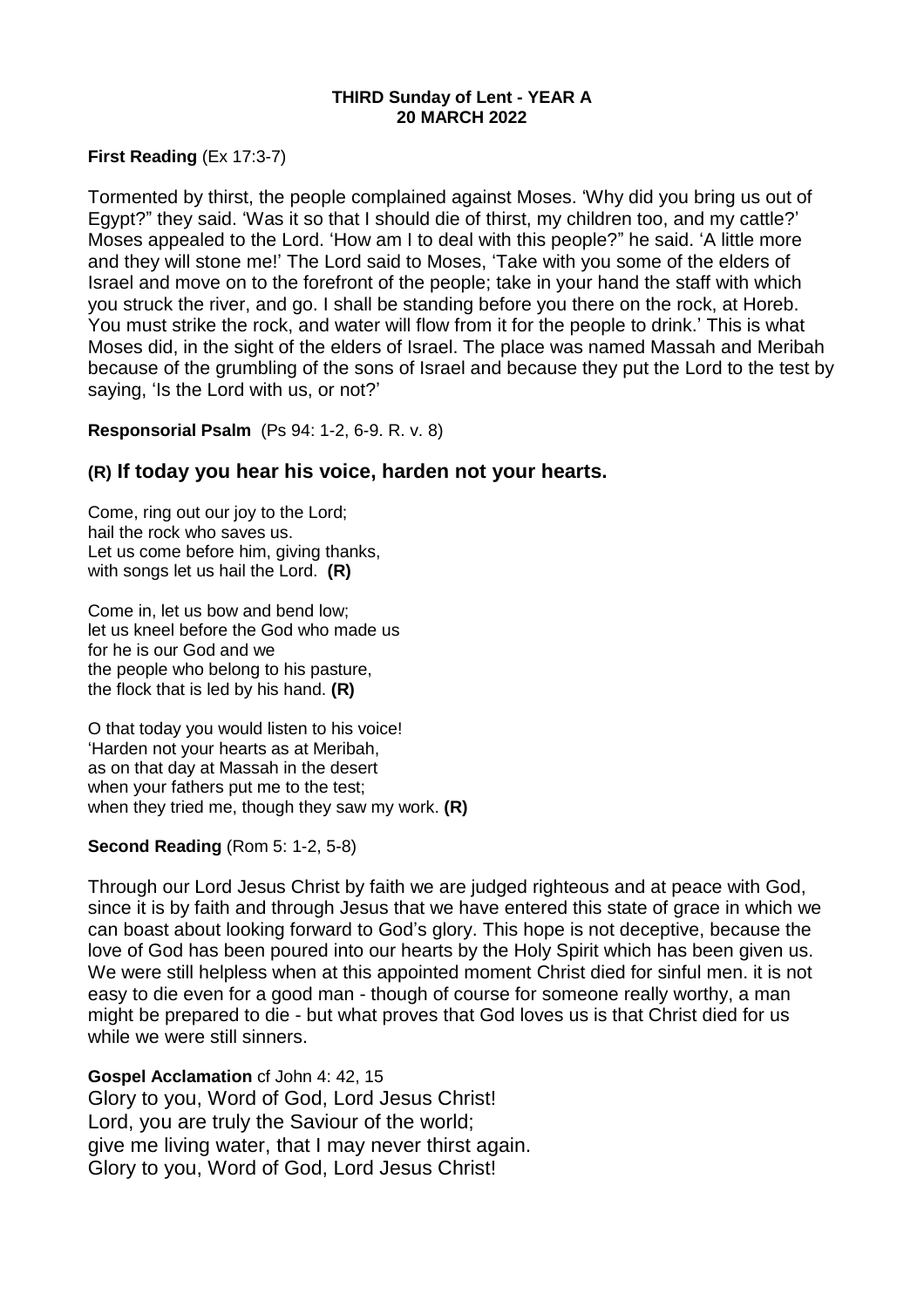**THIRD Sunday of Lent - YEAR A**
**20 MARCH 2022**

**First Reading** (Ex 17:3-7)

Tormented by thirst, the people complained against Moses. 'Why did you bring us out of Egypt?" they said. 'Was it so that I should die of thirst, my children too, and my cattle?' Moses appealed to the Lord. 'How am I to deal with this people?" he said. 'A little more and they will stone me!' The Lord said to Moses, 'Take with you some of the elders of Israel and move on to the forefront of the people; take in your hand the staff with which you struck the river, and go. I shall be standing before you there on the rock, at Horeb. You must strike the rock, and water will flow from it for the people to drink.' This is what Moses did, in the sight of the elders of Israel. The place was named Massah and Meribah because of the grumbling of the sons of Israel and because they put the Lord to the test by saying, 'Is the Lord with us, or not?'

**Responsorial Psalm** (Ps 94: 1-2, 6-9. R. v. 8)

## (R) If today you hear his voice, harden not your hearts.

Come, ring out our joy to the Lord;
hail the rock who saves us.
Let us come before him, giving thanks,
with songs let us hail the Lord. **(R)**

Come in, let us bow and bend low;
let us kneel before the God who made us
for he is our God and we
the people who belong to his pasture,
the flock that is led by his hand. **(R)**

O that today you would listen to his voice!
'Harden not your hearts as at Meribah,
as on that day at Massah in the desert
when your fathers put me to the test;
when they tried me, though they saw my work. **(R)**

**Second Reading** (Rom 5: 1-2, 5-8)

Through our Lord Jesus Christ by faith we are judged righteous and at peace with God, since it is by faith and through Jesus that we have entered this state of grace in which we can boast about looking forward to God's glory. This hope is not deceptive, because the love of God has been poured into our hearts by the Holy Spirit which has been given us. We were still helpless when at this appointed moment Christ died for sinful men. it is not easy to die even for a good man - though of course for someone really worthy, a man might be prepared to die - but what proves that God loves us is that Christ died for us while we were still sinners.

**Gospel Acclamation** cf John 4: 42, 15

Glory to you, Word of God, Lord Jesus Christ!
Lord, you are truly the Saviour of the world;
give me living water, that I may never thirst again.
Glory to you, Word of God, Lord Jesus Christ!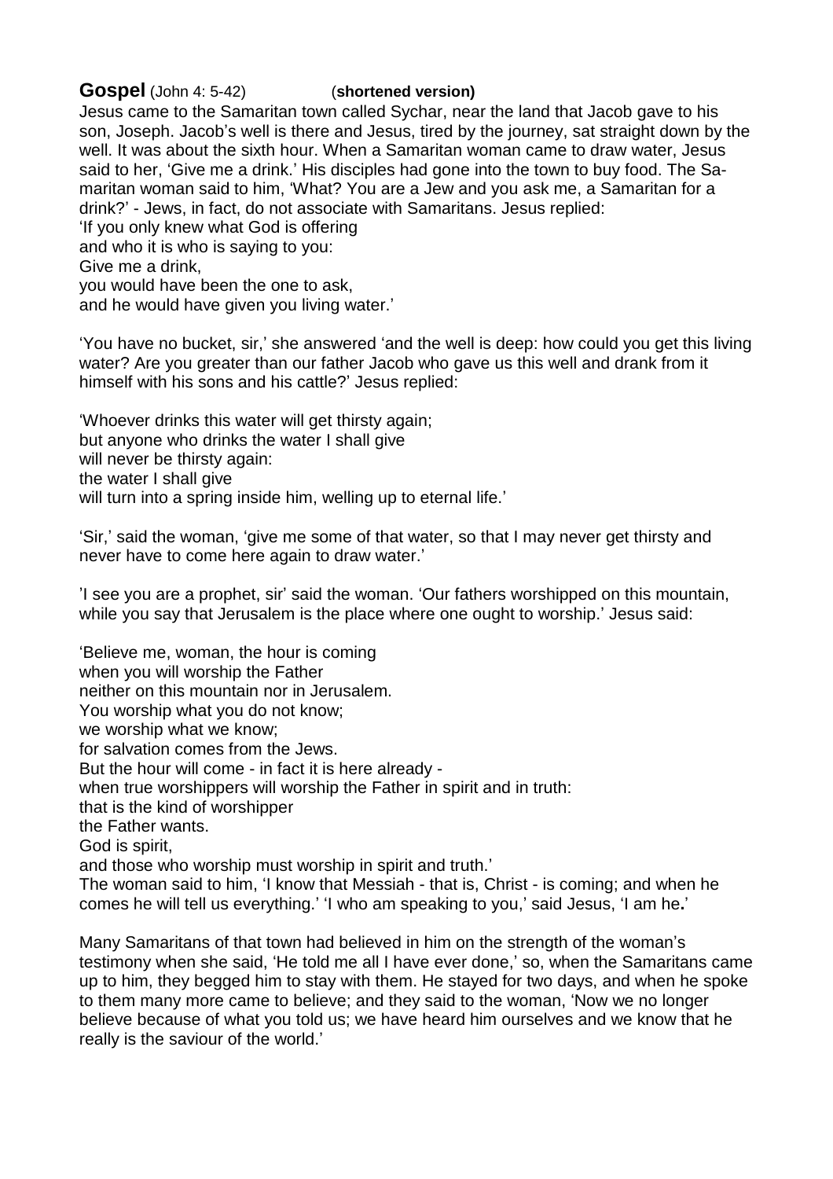**Gospel** (John 4: 5-42) (**shortened version)**

Jesus came to the Samaritan town called Sychar, near the land that Jacob gave to his son, Joseph. Jacob's well is there and Jesus, tired by the journey, sat straight down by the well. It was about the sixth hour. When a Samaritan woman came to draw water, Jesus said to her, 'Give me a drink.' His disciples had gone into the town to buy food. The Samaritan woman said to him, 'What? You are a Jew and you ask me, a Samaritan for a drink?' - Jews, in fact, do not associate with Samaritans. Jesus replied:
'If you only knew what God is offering
and who it is who is saying to you:
Give me a drink,
you would have been the one to ask,
and he would have given you living water.'

'You have no bucket, sir,' she answered 'and the well is deep: how could you get this living water? Are you greater than our father Jacob who gave us this well and drank from it himself with his sons and his cattle?' Jesus replied:

'Whoever drinks this water will get thirsty again;
but anyone who drinks the water I shall give
will never be thirsty again:
the water I shall give
will turn into a spring inside him, welling up to eternal life.'

'Sir,' said the woman, 'give me some of that water, so that I may never get thirsty and never have to come here again to draw water.'

'I see you are a prophet, sir' said the woman. 'Our fathers worshipped on this mountain, while you say that Jerusalem is the place where one ought to worship.' Jesus said:

'Believe me, woman, the hour is coming
when you will worship the Father
neither on this mountain nor in Jerusalem.
You worship what you do not know;
we worship what we know;
for salvation comes from the Jews.
But the hour will come - in fact it is here already -
when true worshippers will worship the Father in spirit and in truth:
that is the kind of worshipper
the Father wants.
God is spirit,
and those who worship must worship in spirit and truth.'
The woman said to him, 'I know that Messiah - that is, Christ - is coming; and when he comes he will tell us everything.' 'I who am speaking to you,' said Jesus, 'I am he.'

Many Samaritans of that town had believed in him on the strength of the woman's testimony when she said, 'He told me all I have ever done,' so, when the Samaritans came up to him, they begged him to stay with them. He stayed for two days, and when he spoke to them many more came to believe; and they said to the woman, 'Now we no longer believe because of what you told us; we have heard him ourselves and we know that he really is the saviour of the world.'